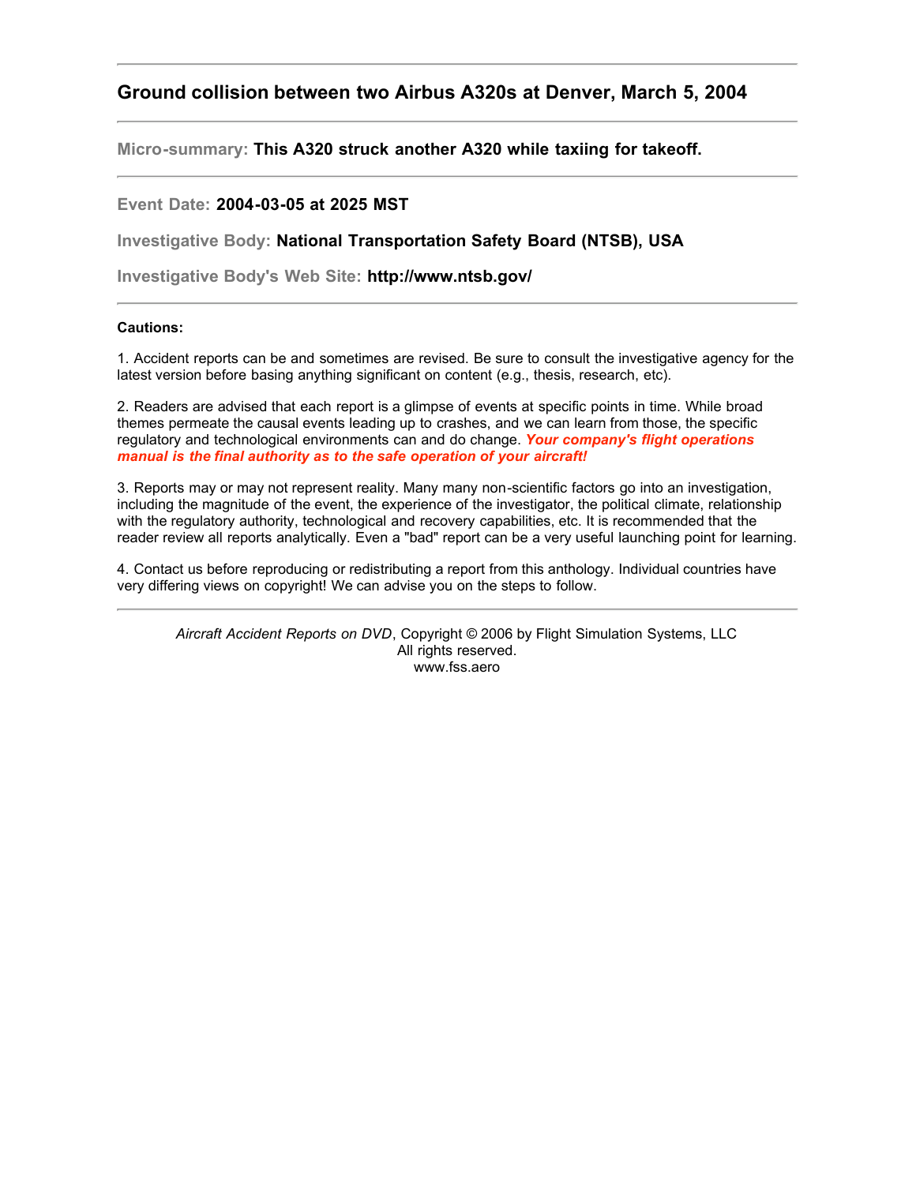## Ground collision between two Airbus A320s at Denver, March 5, 2004

---

**Micro-summary: This A320 struck another A320 while taxiing for takeoff.**

---

**Event Date: 2004-03-05 at 2025 MST**

**Investigative Body: National Transportation Safety Board (NTSB), USA**

**Investigative Body's Web Site: http://www.ntsb.gov/**

---

**Cautions:**

1. Accident reports can be and sometimes are revised. Be sure to consult the investigative agency for the latest version before basing anything significant on content (e.g., thesis, research, etc).

2. Readers are advised that each report is a glimpse of events at specific points in time. While broad themes permeate the causal events leading up to crashes, and we can learn from those, the specific regulatory and technological environments can and do change. ***Your company's flight operations manual is the final authority as to the safe operation of your aircraft!***

3. Reports may or may not represent reality. Many many non-scientific factors go into an investigation, including the magnitude of the event, the experience of the investigator, the political climate, relationship with the regulatory authority, technological and recovery capabilities, etc. It is recommended that the reader review all reports analytically. Even a "bad" report can be a very useful launching point for learning.

4. Contact us before reproducing or redistributing a report from this anthology. Individual countries have very differing views on copyright! We can advise you on the steps to follow.

---

*Aircraft Accident Reports on DVD*, Copyright © 2006 by Flight Simulation Systems, LLC
All rights reserved.
www.fss.aero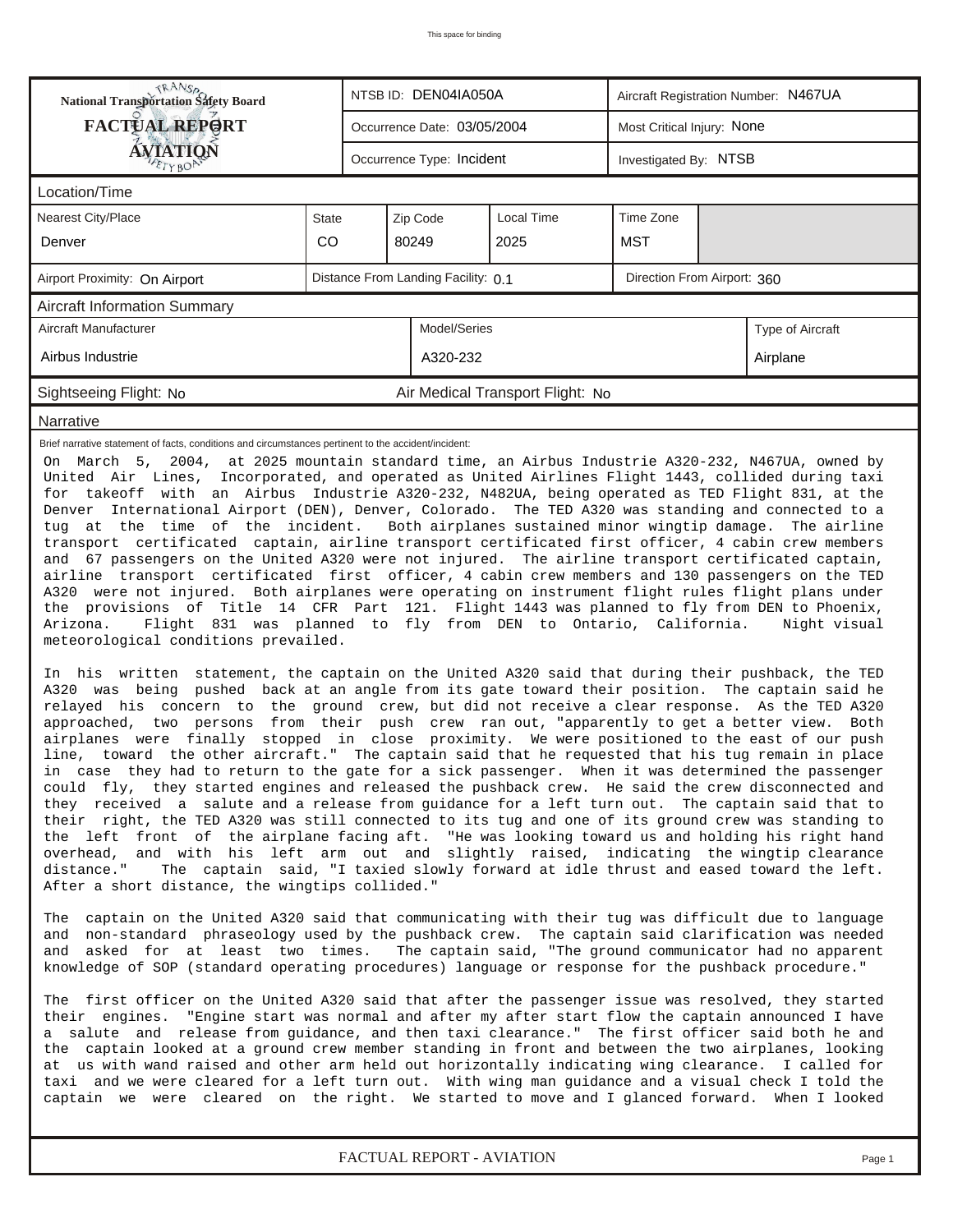This space for binding

| National Transportation Safety Board FACTUAL REPORT AVIATION | NTSB ID: DEN04IA050A | Aircraft Registration Number: N467UA |
|---|---|---|
| | Occurrence Date: 03/05/2004 | Most Critical Injury: None |
| | Occurrence Type: Incident | Investigated By: NTSB |

## Location/Time

| Nearest City/Place | State | Zip Code | Local Time | Time Zone |
|---|---|---|---|---|
| Denver | CO | 80249 | 2025 | MST |

| Airport Proximity: On Airport | Distance From Landing Facility: 0.1 | Direction From Airport: 360 |
|---|---|---|

## Aircraft Information Summary

| Aircraft Manufacturer | Model/Series | Type of Aircraft |
|---|---|---|
| Airbus Industrie | A320-232 | Airplane |

| Sightseeing Flight: No | Air Medical Transport Flight: No |
|---|---|

## Narrative

Brief narrative statement of facts, conditions and circumstances pertinent to the accident/incident:

On March 5, 2004, at 2025 mountain standard time, an Airbus Industrie A320-232, N467UA, owned by United Air Lines, Incorporated, and operated as United Airlines Flight 1443, collided during taxi for takeoff with an Airbus Industrie A320-232, N482UA, being operated as TED Flight 831, at the Denver International Airport (DEN), Denver, Colorado. The TED A320 was standing and connected to a tug at the time of the incident. Both airplanes sustained minor wingtip damage. The airline transport certificated captain, airline transport certificated first officer, 4 cabin crew members and 67 passengers on the United A320 were not injured. The airline transport certificated captain, airline transport certificated first officer, 4 cabin crew members and 130 passengers on the TED A320 were not injured. Both airplanes were operating on instrument flight rules flight plans under the provisions of Title 14 CFR Part 121. Flight 1443 was planned to fly from DEN to Phoenix, Arizona. Flight 831 was planned to fly from DEN to Ontario, California. Night visual meteorological conditions prevailed.

In his written statement, the captain on the United A320 said that during their pushback, the TED A320 was being pushed back at an angle from its gate toward their position. The captain said he relayed his concern to the ground crew, but did not receive a clear response. As the TED A320 approached, two persons from their push crew ran out, "apparently to get a better view. Both airplanes were finally stopped in close proximity. We were positioned to the east of our push line, toward the other aircraft." The captain said that he requested that his tug remain in place in case they had to return to the gate for a sick passenger. When it was determined the passenger could fly, they started engines and released the pushback crew. He said the crew disconnected and they received a salute and a release from guidance for a left turn out. The captain said that to their right, the TED A320 was still connected to its tug and one of its ground crew was standing to the left front of the airplane facing aft. "He was looking toward us and holding his right hand overhead, and with his left arm out and slightly raised, indicating the wingtip clearance distance." The captain said, "I taxied slowly forward at idle thrust and eased toward the left. After a short distance, the wingtips collided."

The captain on the United A320 said that communicating with their tug was difficult due to language and non-standard phraseology used by the pushback crew. The captain said clarification was needed and asked for at least two times. The captain said, "The ground communicator had no apparent knowledge of SOP (standard operating procedures) language or response for the pushback procedure."

The first officer on the United A320 said that after the passenger issue was resolved, they started their engines. "Engine start was normal and after my after start flow the captain announced I have a salute and release from guidance, and then taxi clearance." The first officer said both he and the captain looked at a ground crew member standing in front and between the two airplanes, looking at us with wand raised and other arm held out horizontally indicating wing clearance. I called for taxi and we were cleared for a left turn out. With wing man guidance and a visual check I told the captain we were cleared on the right. We started to move and I glanced forward. When I looked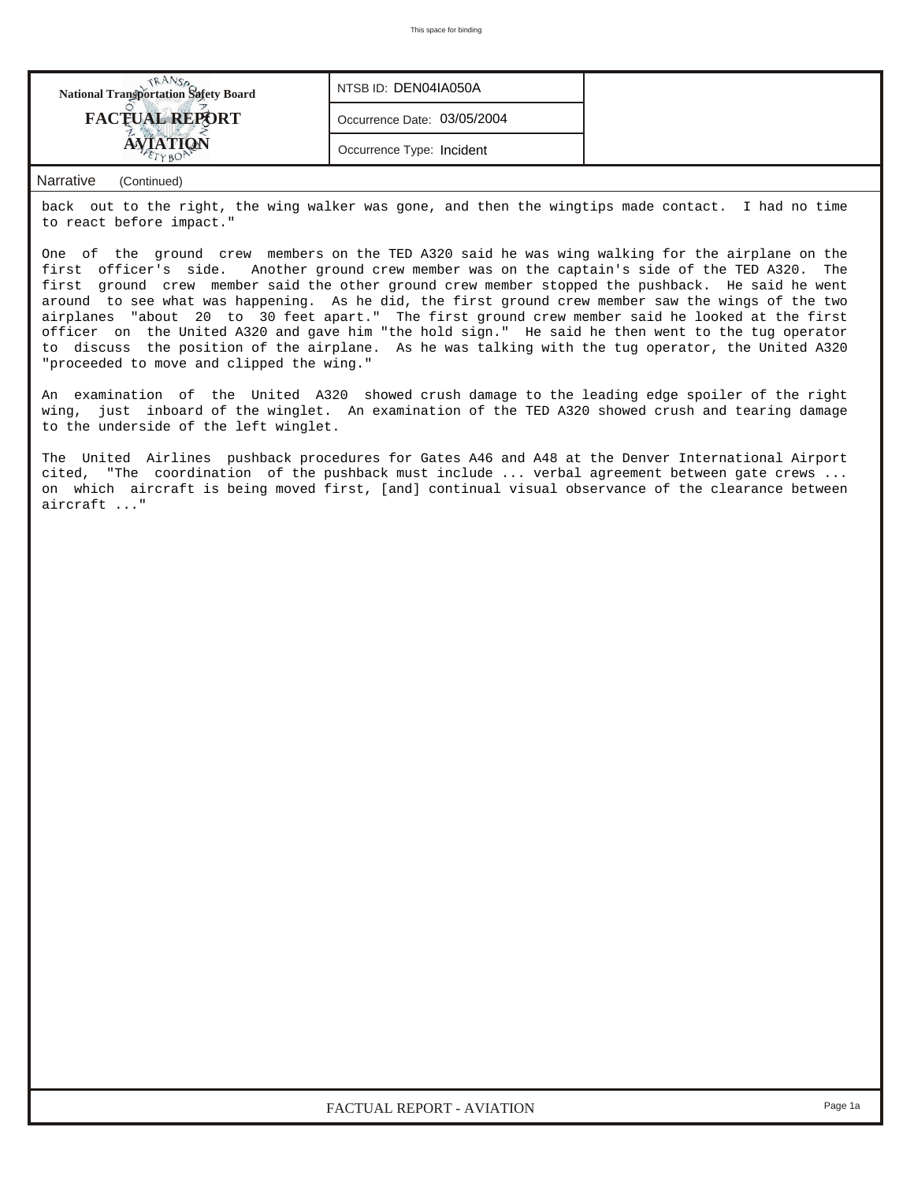| National Transportation Safety Board FACTUAL REPORT AVIATION | NTSB ID: DEN04IA050A | |
|---|---|---|
| | Occurrence Date: 03/05/2004 | |
| | Occurrence Type: Incident | |

Narrative (Continued)

back out to the right, the wing walker was gone, and then the wingtips made contact. I had no time to react before impact."

One of the ground crew members on the TED A320 said he was wing walking for the airplane on the first officer's side. Another ground crew member was on the captain's side of the TED A320. The first ground crew member said the other ground crew member stopped the pushback. He said he went around to see what was happening. As he did, the first ground crew member saw the wings of the two airplanes "about 20 to 30 feet apart." The first ground crew member said he looked at the first officer on the United A320 and gave him "the hold sign." He said he then went to the tug operator to discuss the position of the airplane. As he was talking with the tug operator, the United A320 "proceeded to move and clipped the wing."

An examination of the United A320 showed crush damage to the leading edge spoiler of the right wing, just inboard of the winglet. An examination of the TED A320 showed crush and tearing damage to the underside of the left winglet.

The United Airlines pushback procedures for Gates A46 and A48 at the Denver International Airport cited, "The coordination of the pushback must include ... verbal agreement between gate crews ... on which aircraft is being moved first, [and] continual visual observance of the clearance between aircraft ..."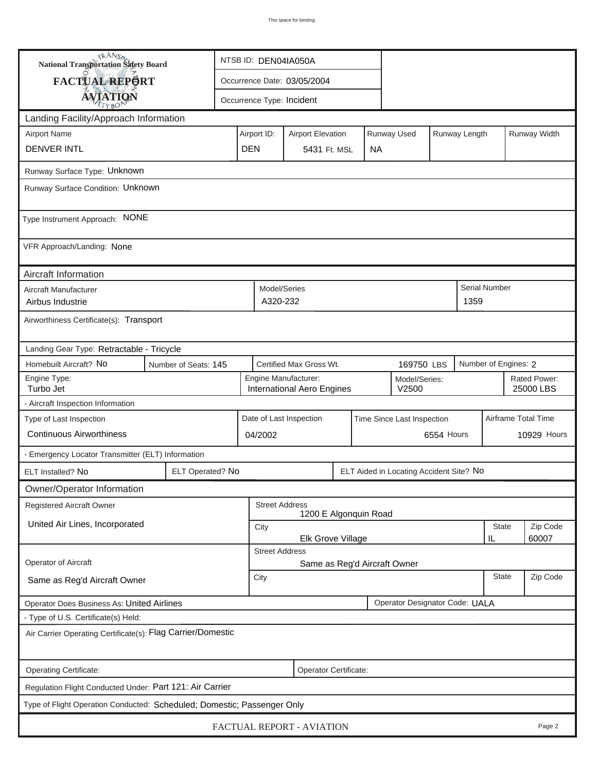**National Transportation Safety Board**
**FACTUAL REPORT**
**AVIATION**

| NTSB ID: DEN04IA050A |
|---|
| Occurrence Date: 03/05/2004 |
| Occurrence Type: Incident |

## Landing Facility/Approach Information

| Airport Name | Airport ID: | Airport Elevation | Runway Used | Runway Length | Runway Width |
|---|---|---|---|---|---|
| DENVER INTL | DEN | 5431 Ft. MSL | NA | | |

Runway Surface Type: Unknown

Runway Surface Condition: Unknown

Type Instrument Approach: NONE

VFR Approach/Landing: None

## Aircraft Information

| Aircraft Manufacturer | Model/Series | Serial Number |
|---|---|---|
| Airbus Industrie | A320-232 | 1359 |

Airworthiness Certificate(s): Transport

Landing Gear Type: Retractable - Tricycle

| Homebuilt Aircraft? No | Number of Seats: 145 | Certified Max Gross Wt. 169750 LBS | Number of Engines: 2 |
|---|---|---|---|

| Engine Type: | Engine Manufacturer: | Model/Series: | Rated Power: |
|---|---|---|---|
| Turbo Jet | International Aero Engines | V2500 | 25000 LBS |

- Aircraft Inspection Information

| Type of Last Inspection | Date of Last Inspection | Time Since Last Inspection | Airframe Total Time |
|---|---|---|---|
| Continuous Airworthiness | 04/2002 | 6554 Hours | 10929 Hours |

- Emergency Locator Transmitter (ELT) Information

| ELT Installed? No | ELT Operated? No | ELT Aided in Locating Accident Site? No |
|---|---|---|

## Owner/Operator Information

| Registered Aircraft Owner | Street Address | | |
|---|---|---|---|
| United Air Lines, Incorporated | 1200 E Algonquin Road | | |
| | City | State | Zip Code |
| | Elk Grove Village | IL | 60007 |

| Operator of Aircraft | Street Address | | |
|---|---|---|---|
| Same as Reg'd Aircraft Owner | Same as Reg'd Aircraft Owner | | |
| | City | State | Zip Code |
| | | | |

| Operator Does Business As: United Airlines | Operator Designator Code: UALA |
|---|---|

- Type of U.S. Certificate(s) Held:

Air Carrier Operating Certificate(s): Flag Carrier/Domestic

| Operating Certificate: | Operator Certificate: |
|---|---|

Regulation Flight Conducted Under: Part 121: Air Carrier

Type of Flight Operation Conducted: Scheduled; Domestic; Passenger Only

FACTUAL REPORT - AVIATION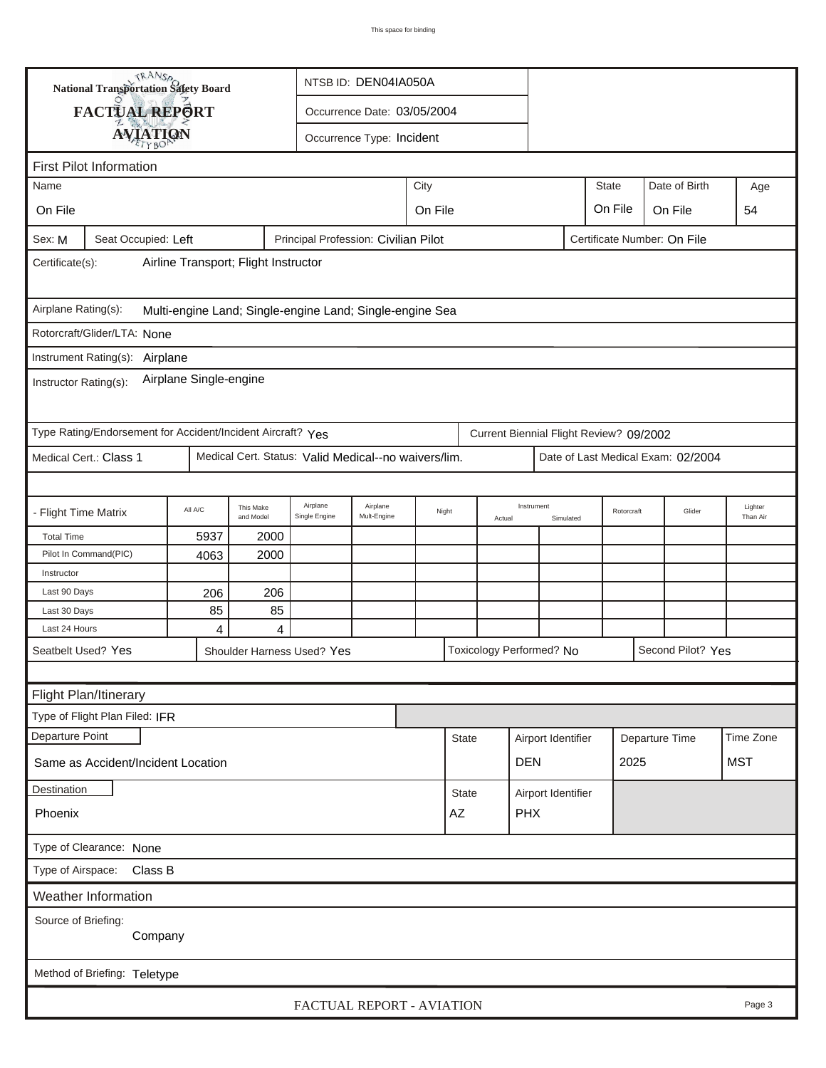This space for binding

**National Transportation Safety Board**

**FACTUAL REPORT**

**AVIATION**

NTSB ID: DEN04IA050A

Occurrence Date: 03/05/2004

Occurrence Type: Incident

## First Pilot Information

| Name | City | State | Date of Birth | Age |
|---|---|---|---|---|
| On File | On File | On File | On File | 54 |

Sex: M | Seat Occupied: Left | Principal Profession: Civilian Pilot | Certificate Number: On File

Certificate(s): Airline Transport; Flight Instructor

Airplane Rating(s): Multi-engine Land; Single-engine Land; Single-engine Sea

Rotorcraft/Glider/LTA: None

Instrument Rating(s): Airplane

Instructor Rating(s): Airplane Single-engine

Type Rating/Endorsement for Accident/Incident Aircraft? Yes | Current Biennial Flight Review? 09/2002

Medical Cert.: Class 1 | Medical Cert. Status: Valid Medical--no waivers/lim. | Date of Last Medical Exam: 02/2004

| - Flight Time Matrix | All A/C | This Make and Model | Airplane Single Engine | Airplane Mult-Engine | Night | Instrument Actual | Instrument Simulated | Rotorcraft | Glider | Lighter Than Air |
|---|---|---|---|---|---|---|---|---|---|---|
| Total Time | 5937 | 2000 | | | | | | | | |
| Pilot In Command(PIC) | 4063 | 2000 | | | | | | | | |
| Instructor | | | | | | | | | | |
| Last 90 Days | 206 | 206 | | | | | | | | |
| Last 30 Days | 85 | 85 | | | | | | | | |
| Last 24 Hours | 4 | 4 | | | | | | | | |

Seatbelt Used? Yes | Shoulder Harness Used? Yes | Toxicology Performed? No | Second Pilot? Yes

## Flight Plan/Itinerary

Type of Flight Plan Filed: IFR

| Departure Point | State | Airport Identifier | Departure Time | Time Zone |
|---|---|---|---|---|
| Same as Accident/Incident Location | | DEN | 2025 | MST |

| Destination | State | Airport Identifier |
|---|---|---|
| Phoenix | AZ | PHX |

Type of Clearance: None

Type of Airspace: Class B

## Weather Information

Source of Briefing: Company

Method of Briefing: Teletype

FACTUAL REPORT - AVIATION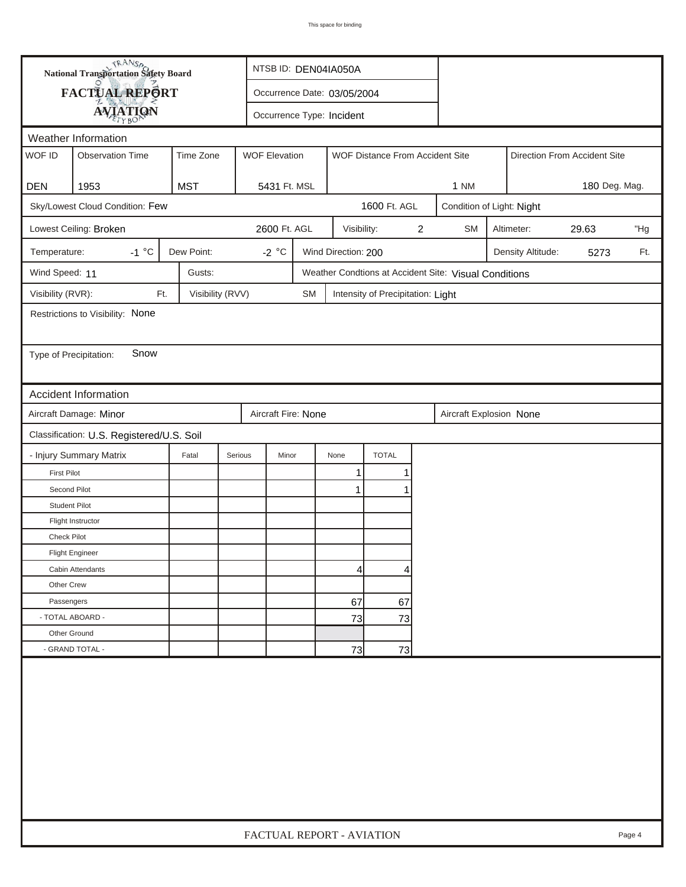This space for binding

**National Transportation Safety Board**
**FACTUAL REPORT**
**AVIATION**

NTSB ID: DEN04IA050A

Occurrence Date: 03/05/2004

Occurrence Type: Incident

## Weather Information

| WOF ID | Observation Time | Time Zone | WOF Elevation | WOF Distance From Accident Site | Direction From Accident Site |
|---|---|---|---|---|---|
| DEN | 1953 | MST | 5431 Ft. MSL | 1 NM | 180 Deg. Mag. |

Sky/Lowest Cloud Condition: Few 1600 Ft. AGL

Condition of Light: Night

Lowest Ceiling: Broken 2600 Ft. AGL

Visibility: 2 SM

Altimeter: 29.63 "Hg

Temperature: -1 °C

Dew Point: -2 °C

Wind Direction: 200

Density Altitude: 5273 Ft.

Wind Speed: 11

Gusts:

Weather Condtions at Accident Site: Visual Conditions

Visibility (RVR): Ft.

Visibility (RVV) SM

Intensity of Precipitation: Light

Restrictions to Visibility: None

Type of Precipitation: Snow

## Accident Information

Aircraft Damage: Minor

Aircraft Fire: None

Aircraft Explosion None

Classification: U.S. Registered/U.S. Soil

| - Injury Summary Matrix | Fatal | Serious | Minor | None | TOTAL |
|---|---|---|---|---|---|
| First Pilot | | | | 1 | 1 |
| Second Pilot | | | | 1 | 1 |
| Student Pilot | | | | | |
| Flight Instructor | | | | | |
| Check Pilot | | | | | |
| Flight Engineer | | | | | |
| Cabin Attendants | | | | 4 | 4 |
| Other Crew | | | | | |
| Passengers | | | | 67 | 67 |
| - TOTAL ABOARD - | | | | 73 | 73 |
| Other Ground | | | | | |
| - GRAND TOTAL - | | | | 73 | 73 |

FACTUAL REPORT - AVIATION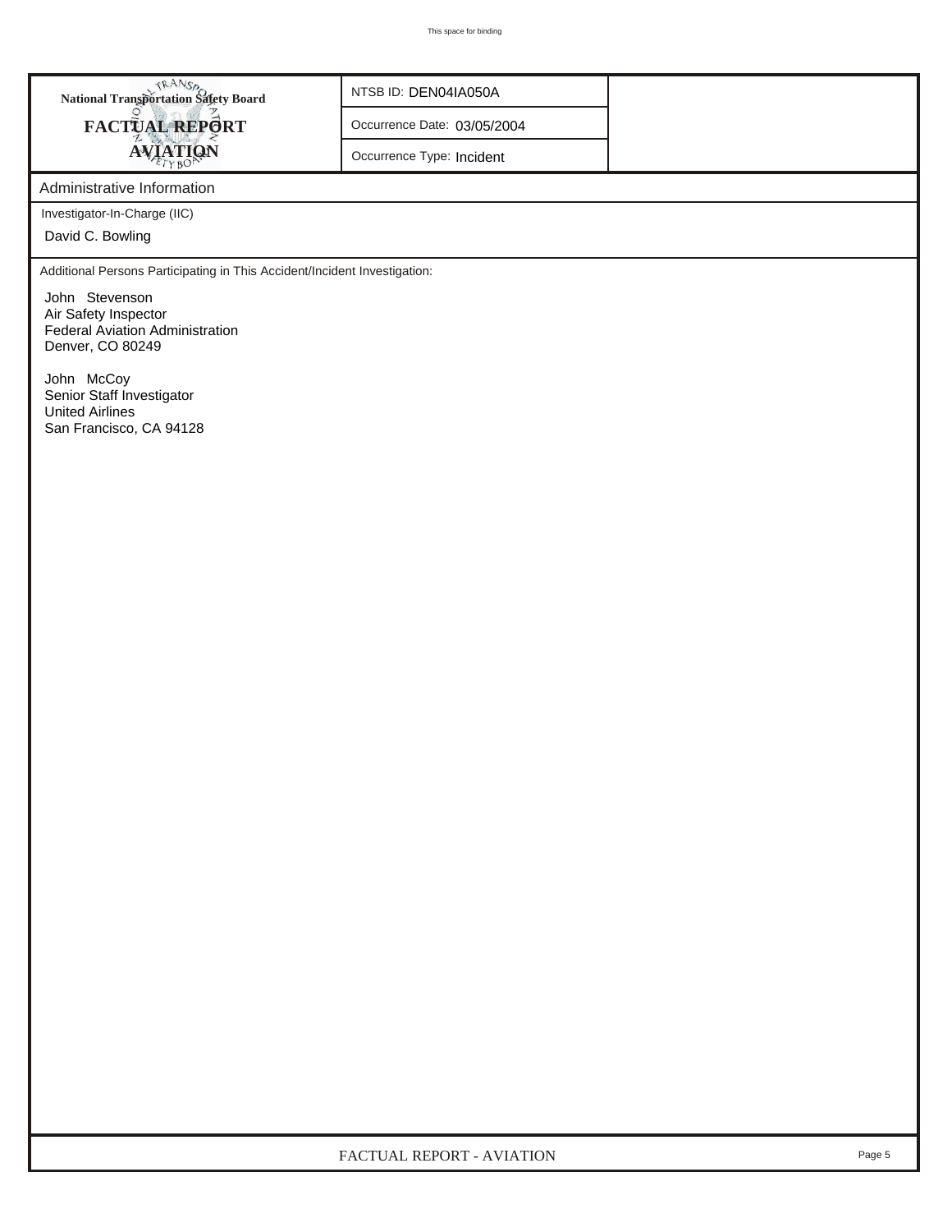National Transportation Safety Board

**FACTUAL REPORT**

**AVIATION**

NTSB ID: DEN04IA050A

Occurrence Date: 03/05/2004

Occurrence Type: Incident

## Administrative Information

Investigator-In-Charge (IIC)

David C. Bowling

Additional Persons Participating in This Accident/Incident Investigation:

John Stevenson
Air Safety Inspector
Federal Aviation Administration
Denver, CO 80249

John McCoy
Senior Staff Investigator
United Airlines
San Francisco, CA 94128